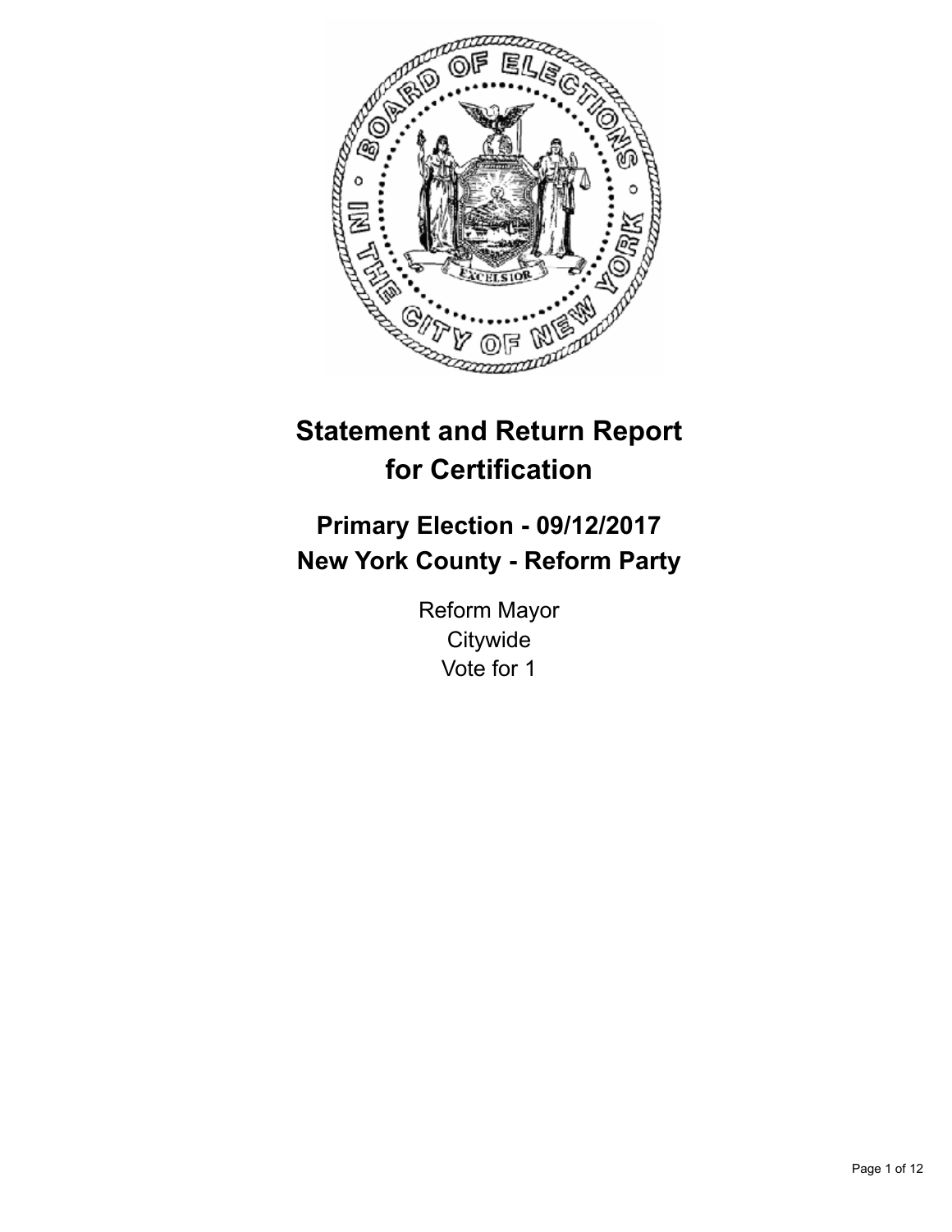# Statement and Return Report for Certification

## Primary Election - 09/12/2017
## New York County - Reform Party

Reform Mayor
Citywide
Vote for 1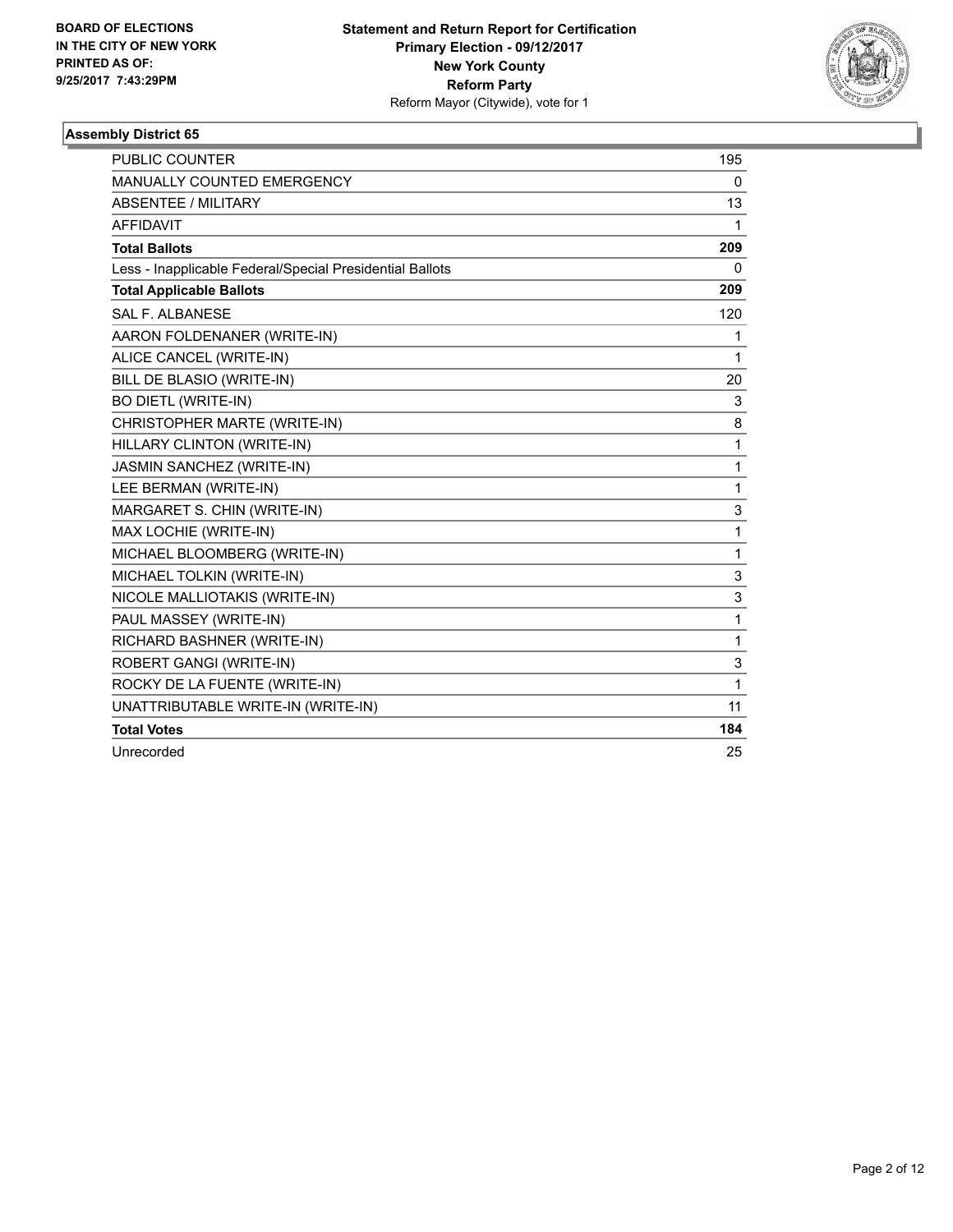BOARD OF ELECTIONS
IN THE CITY OF NEW YORK
PRINTED AS OF:
9/25/2017 7:43:29PM

**Statement and Return Report for Certification**
**Primary Election - 09/12/2017**
**New York County**
**Reform Party**
Reform Mayor (Citywide), vote for 1

### Assembly District 65

| | |
|---|---|
| PUBLIC COUNTER | 195 |
| MANUALLY COUNTED EMERGENCY | 0 |
| ABSENTEE / MILITARY | 13 |
| AFFIDAVIT | 1 |
| **Total Ballots** | **209** |
| Less - Inapplicable Federal/Special Presidential Ballots | 0 |
| **Total Applicable Ballots** | **209** |
| SAL F. ALBANESE | 120 |
| AARON FOLDENANER (WRITE-IN) | 1 |
| ALICE CANCEL (WRITE-IN) | 1 |
| BILL DE BLASIO (WRITE-IN) | 20 |
| BO DIETL (WRITE-IN) | 3 |
| CHRISTOPHER MARTE (WRITE-IN) | 8 |
| HILLARY CLINTON (WRITE-IN) | 1 |
| JASMIN SANCHEZ (WRITE-IN) | 1 |
| LEE BERMAN (WRITE-IN) | 1 |
| MARGARET S. CHIN (WRITE-IN) | 3 |
| MAX LOCHIE (WRITE-IN) | 1 |
| MICHAEL BLOOMBERG (WRITE-IN) | 1 |
| MICHAEL TOLKIN (WRITE-IN) | 3 |
| NICOLE MALLIOTAKIS (WRITE-IN) | 3 |
| PAUL MASSEY (WRITE-IN) | 1 |
| RICHARD BASHNER (WRITE-IN) | 1 |
| ROBERT GANGI (WRITE-IN) | 3 |
| ROCKY DE LA FUENTE (WRITE-IN) | 1 |
| UNATTRIBUTABLE WRITE-IN (WRITE-IN) | 11 |
| **Total Votes** | **184** |
| Unrecorded | 25 |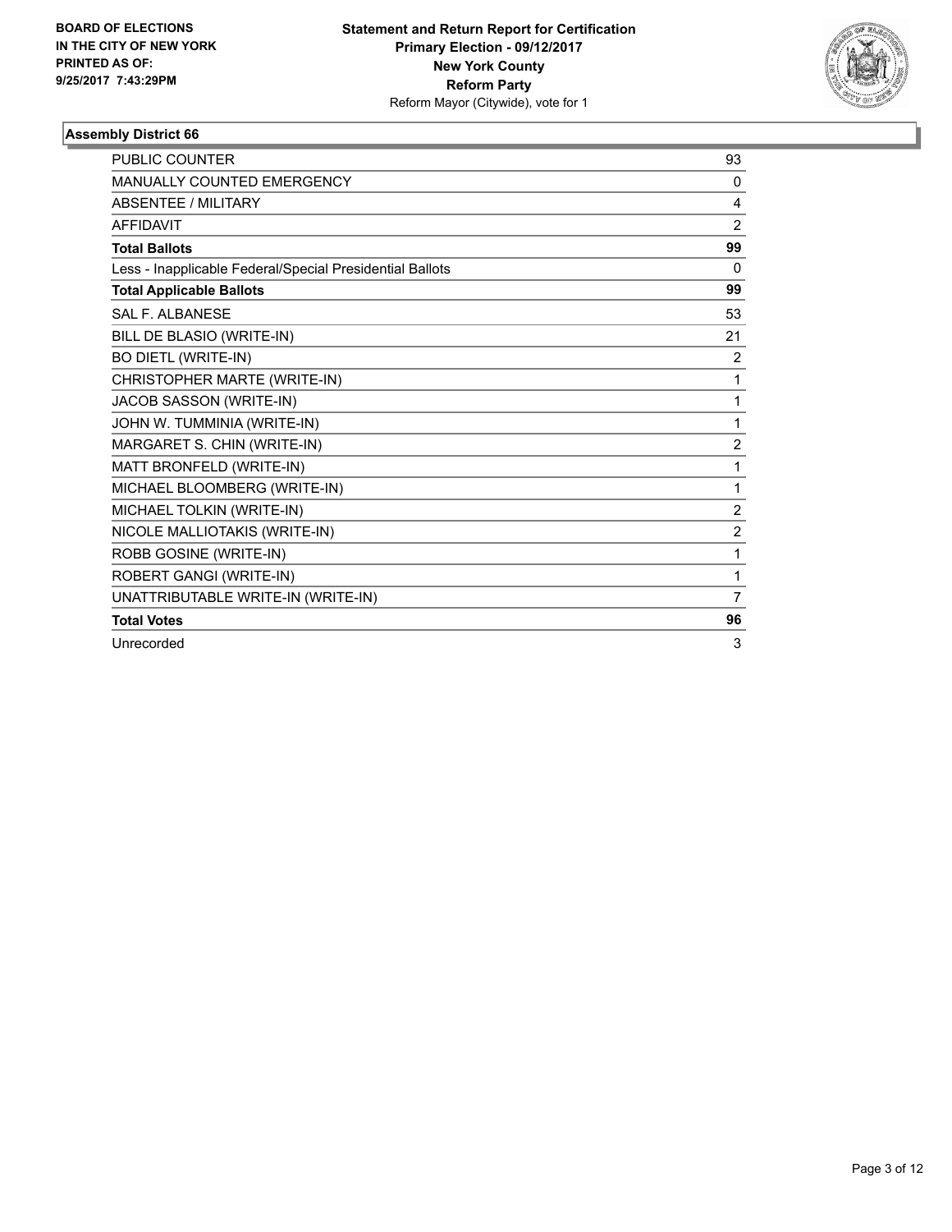**BOARD OF ELECTIONS IN THE CITY OF NEW YORK PRINTED AS OF: 9/25/2017 7:43:29PM**

**Statement and Return Report for Certification**
**Primary Election - 09/12/2017**
**New York County**
**Reform Party**
Reform Mayor (Citywide), vote for 1

### Assembly District 66

| | |
|---|---|
| PUBLIC COUNTER | 93 |
| MANUALLY COUNTED EMERGENCY | 0 |
| ABSENTEE / MILITARY | 4 |
| AFFIDAVIT | 2 |
| **Total Ballots** | **99** |
| Less - Inapplicable Federal/Special Presidential Ballots | 0 |
| **Total Applicable Ballots** | **99** |
| SAL F. ALBANESE | 53 |
| BILL DE BLASIO (WRITE-IN) | 21 |
| BO DIETL (WRITE-IN) | 2 |
| CHRISTOPHER MARTE (WRITE-IN) | 1 |
| JACOB SASSON (WRITE-IN) | 1 |
| JOHN W. TUMMINIA (WRITE-IN) | 1 |
| MARGARET S. CHIN (WRITE-IN) | 2 |
| MATT BRONFELD (WRITE-IN) | 1 |
| MICHAEL BLOOMBERG (WRITE-IN) | 1 |
| MICHAEL TOLKIN (WRITE-IN) | 2 |
| NICOLE MALLIOTAKIS (WRITE-IN) | 2 |
| ROBB GOSINE (WRITE-IN) | 1 |
| ROBERT GANGI (WRITE-IN) | 1 |
| UNATTRIBUTABLE WRITE-IN (WRITE-IN) | 7 |
| **Total Votes** | **96** |
| Unrecorded | 3 |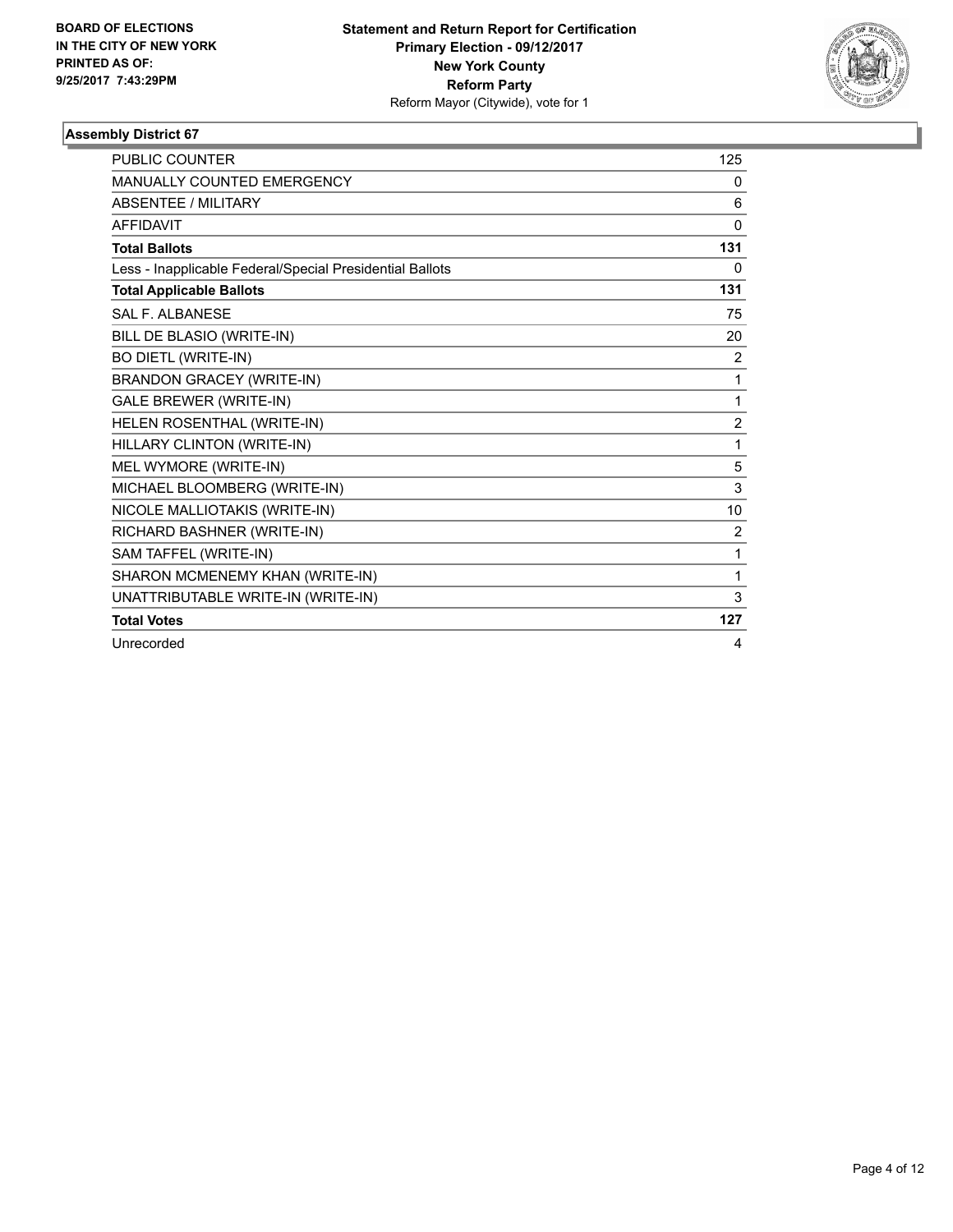**BOARD OF ELECTIONS IN THE CITY OF NEW YORK PRINTED AS OF: 9/25/2017 7:43:29PM**

**Statement and Return Report for Certification**
**Primary Election - 09/12/2017**
**New York County**
**Reform Party**
Reform Mayor (Citywide), vote for 1

## Assembly District 67

| | |
|---|---|
| PUBLIC COUNTER | 125 |
| MANUALLY COUNTED EMERGENCY | 0 |
| ABSENTEE / MILITARY | 6 |
| AFFIDAVIT | 0 |
| **Total Ballots** | **131** |
| Less - Inapplicable Federal/Special Presidential Ballots | 0 |
| **Total Applicable Ballots** | **131** |
| SAL F. ALBANESE | 75 |
| BILL DE BLASIO (WRITE-IN) | 20 |
| BO DIETL (WRITE-IN) | 2 |
| BRANDON GRACEY (WRITE-IN) | 1 |
| GALE BREWER (WRITE-IN) | 1 |
| HELEN ROSENTHAL (WRITE-IN) | 2 |
| HILLARY CLINTON (WRITE-IN) | 1 |
| MEL WYMORE (WRITE-IN) | 5 |
| MICHAEL BLOOMBERG (WRITE-IN) | 3 |
| NICOLE MALLIOTAKIS (WRITE-IN) | 10 |
| RICHARD BASHNER (WRITE-IN) | 2 |
| SAM TAFFEL (WRITE-IN) | 1 |
| SHARON MCMENEMY KHAN (WRITE-IN) | 1 |
| UNATTRIBUTABLE WRITE-IN (WRITE-IN) | 3 |
| **Total Votes** | **127** |
| Unrecorded | 4 |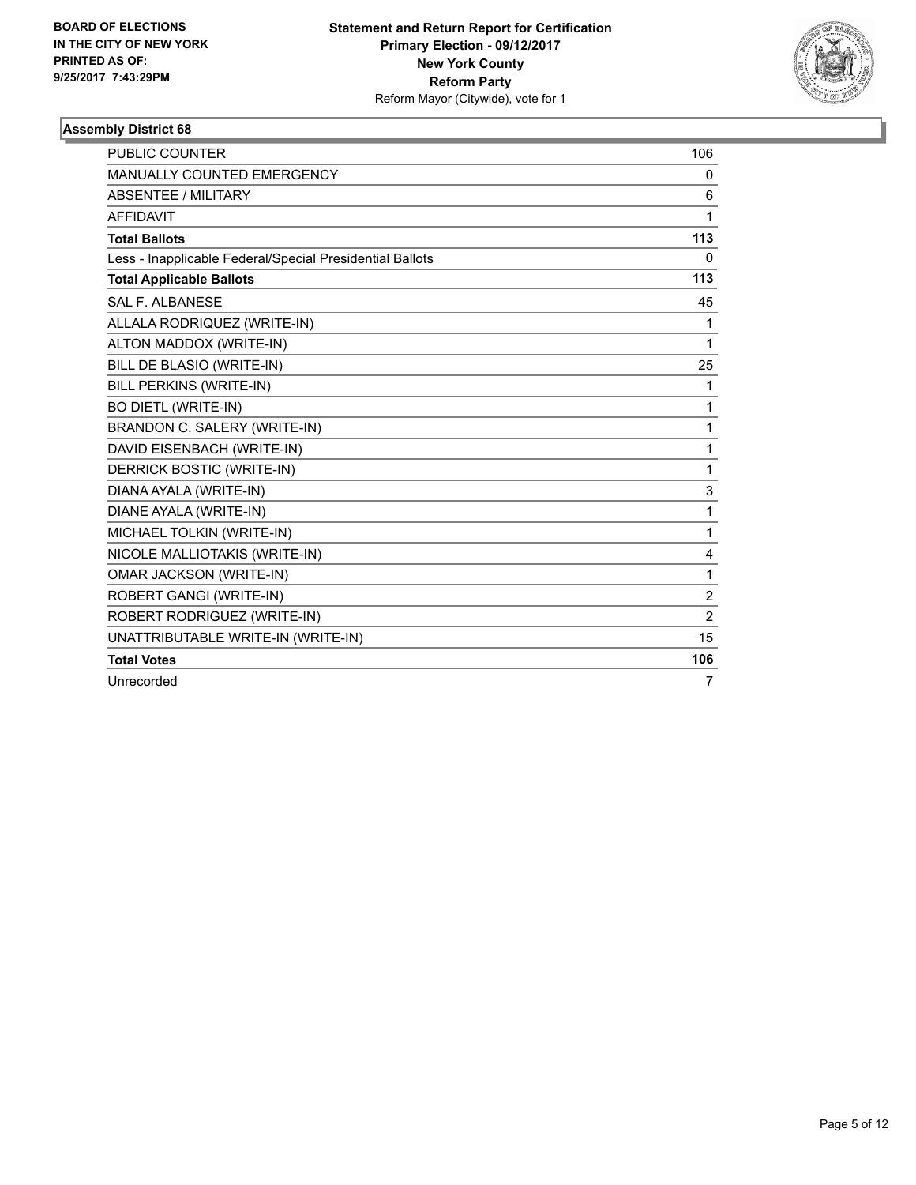BOARD OF ELECTIONS
IN THE CITY OF NEW YORK
PRINTED AS OF:
9/25/2017 7:43:29PM

**Statement and Return Report for Certification**
**Primary Election - 09/12/2017**
**New York County**
**Reform Party**
Reform Mayor (Citywide), vote for 1

### Assembly District 68

| | |
|---|---|
| PUBLIC COUNTER | 106 |
| MANUALLY COUNTED EMERGENCY | 0 |
| ABSENTEE / MILITARY | 6 |
| AFFIDAVIT | 1 |
| **Total Ballots** | **113** |
| Less - Inapplicable Federal/Special Presidential Ballots | 0 |
| **Total Applicable Ballots** | **113** |
| SAL F. ALBANESE | 45 |
| ALLALA RODRIQUEZ (WRITE-IN) | 1 |
| ALTON MADDOX (WRITE-IN) | 1 |
| BILL DE BLASIO (WRITE-IN) | 25 |
| BILL PERKINS (WRITE-IN) | 1 |
| BO DIETL (WRITE-IN) | 1 |
| BRANDON C. SALERY (WRITE-IN) | 1 |
| DAVID EISENBACH (WRITE-IN) | 1 |
| DERRICK BOSTIC (WRITE-IN) | 1 |
| DIANA AYALA (WRITE-IN) | 3 |
| DIANE AYALA (WRITE-IN) | 1 |
| MICHAEL TOLKIN (WRITE-IN) | 1 |
| NICOLE MALLIOTAKIS (WRITE-IN) | 4 |
| OMAR JACKSON (WRITE-IN) | 1 |
| ROBERT GANGI (WRITE-IN) | 2 |
| ROBERT RODRIGUEZ (WRITE-IN) | 2 |
| UNATTRIBUTABLE WRITE-IN (WRITE-IN) | 15 |
| **Total Votes** | **106** |
| Unrecorded | 7 |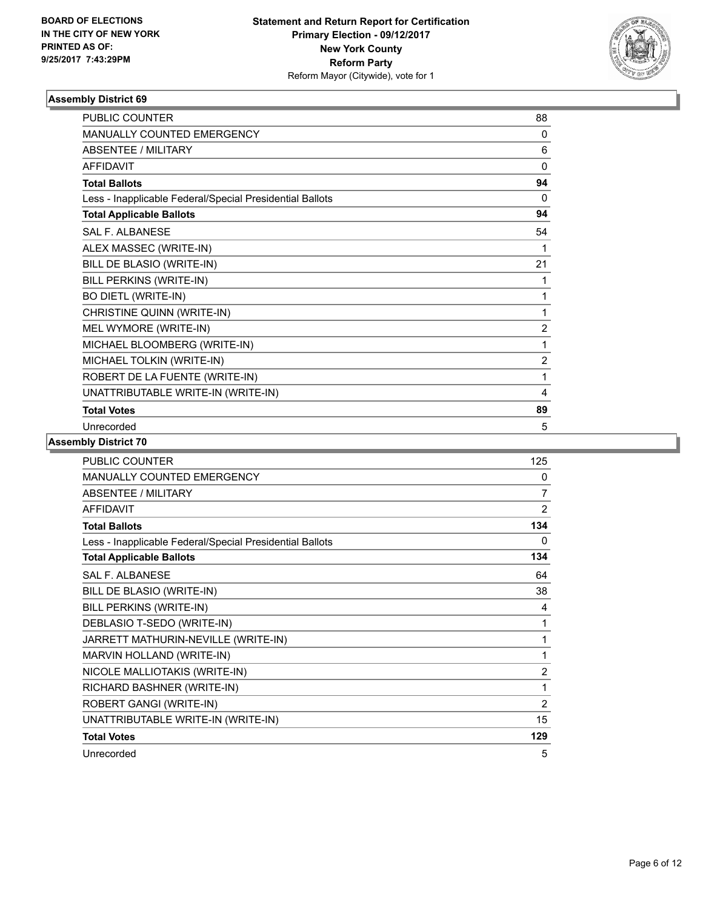**BOARD OF ELECTIONS IN THE CITY OF NEW YORK PRINTED AS OF: 9/25/2017 7:43:29PM**

**Statement and Return Report for Certification Primary Election - 09/12/2017 New York County Reform Party**
Reform Mayor (Citywide), vote for 1

### Assembly District 69

| | |
|---|---|
| PUBLIC COUNTER | 88 |
| MANUALLY COUNTED EMERGENCY | 0 |
| ABSENTEE / MILITARY | 6 |
| AFFIDAVIT | 0 |
| **Total Ballots** | **94** |
| Less - Inapplicable Federal/Special Presidential Ballots | 0 |
| **Total Applicable Ballots** | **94** |
| SAL F. ALBANESE | 54 |
| ALEX MASSEC (WRITE-IN) | 1 |
| BILL DE BLASIO (WRITE-IN) | 21 |
| BILL PERKINS (WRITE-IN) | 1 |
| BO DIETL (WRITE-IN) | 1 |
| CHRISTINE QUINN (WRITE-IN) | 1 |
| MEL WYMORE (WRITE-IN) | 2 |
| MICHAEL BLOOMBERG (WRITE-IN) | 1 |
| MICHAEL TOLKIN (WRITE-IN) | 2 |
| ROBERT DE LA FUENTE (WRITE-IN) | 1 |
| UNATTRIBUTABLE WRITE-IN (WRITE-IN) | 4 |
| **Total Votes** | **89** |
| Unrecorded | 5 |

### Assembly District 70

| | |
|---|---|
| PUBLIC COUNTER | 125 |
| MANUALLY COUNTED EMERGENCY | 0 |
| ABSENTEE / MILITARY | 7 |
| AFFIDAVIT | 2 |
| **Total Ballots** | **134** |
| Less - Inapplicable Federal/Special Presidential Ballots | 0 |
| **Total Applicable Ballots** | **134** |
| SAL F. ALBANESE | 64 |
| BILL DE BLASIO (WRITE-IN) | 38 |
| BILL PERKINS (WRITE-IN) | 4 |
| DEBLASIO T-SEDO (WRITE-IN) | 1 |
| JARRETT MATHURIN-NEVILLE (WRITE-IN) | 1 |
| MARVIN HOLLAND (WRITE-IN) | 1 |
| NICOLE MALLIOTAKIS (WRITE-IN) | 2 |
| RICHARD BASHNER (WRITE-IN) | 1 |
| ROBERT GANGI (WRITE-IN) | 2 |
| UNATTRIBUTABLE WRITE-IN (WRITE-IN) | 15 |
| **Total Votes** | **129** |
| Unrecorded | 5 |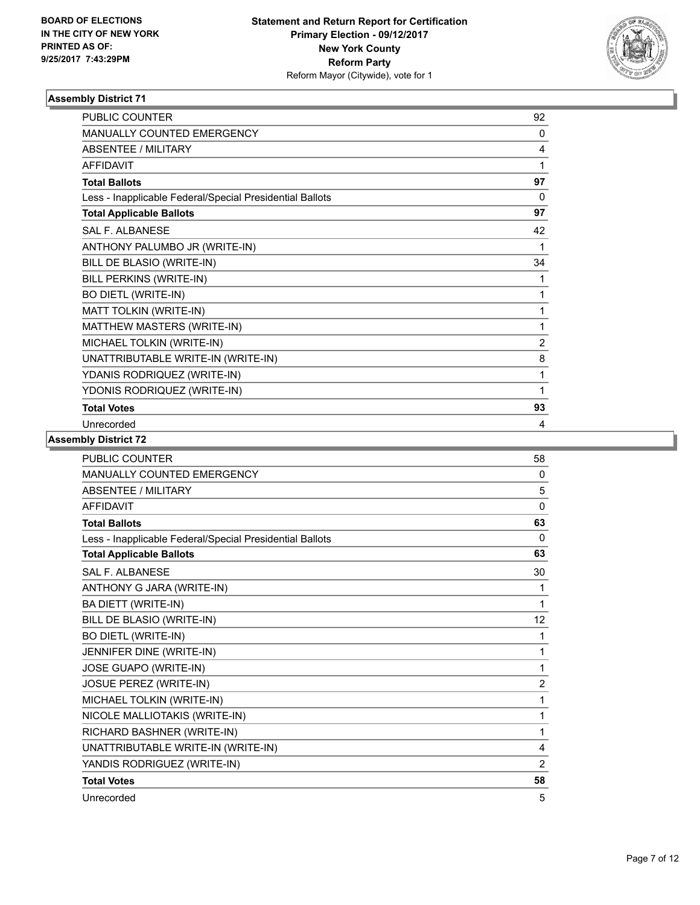BOARD OF ELECTIONS
IN THE CITY OF NEW YORK
PRINTED AS OF:
9/25/2017 7:43:29PM

**Statement and Return Report for Certification**
**Primary Election - 09/12/2017**
**New York County**
**Reform Party**
Reform Mayor (Citywide), vote for 1

### Assembly District 71

| | |
|---|---|
| PUBLIC COUNTER | 92 |
| MANUALLY COUNTED EMERGENCY | 0 |
| ABSENTEE / MILITARY | 4 |
| AFFIDAVIT | 1 |
| **Total Ballots** | **97** |
| Less - Inapplicable Federal/Special Presidential Ballots | 0 |
| **Total Applicable Ballots** | **97** |
| SAL F. ALBANESE | 42 |
| ANTHONY PALUMBO JR (WRITE-IN) | 1 |
| BILL DE BLASIO (WRITE-IN) | 34 |
| BILL PERKINS (WRITE-IN) | 1 |
| BO DIETL (WRITE-IN) | 1 |
| MATT TOLKIN (WRITE-IN) | 1 |
| MATTHEW MASTERS (WRITE-IN) | 1 |
| MICHAEL TOLKIN (WRITE-IN) | 2 |
| UNATTRIBUTABLE WRITE-IN (WRITE-IN) | 8 |
| YDANIS RODRIQUEZ (WRITE-IN) | 1 |
| YDONIS RODRIQUEZ (WRITE-IN) | 1 |
| **Total Votes** | **93** |
| Unrecorded | 4 |

### Assembly District 72

| | |
|---|---|
| PUBLIC COUNTER | 58 |
| MANUALLY COUNTED EMERGENCY | 0 |
| ABSENTEE / MILITARY | 5 |
| AFFIDAVIT | 0 |
| **Total Ballots** | **63** |
| Less - Inapplicable Federal/Special Presidential Ballots | 0 |
| **Total Applicable Ballots** | **63** |
| SAL F. ALBANESE | 30 |
| ANTHONY G JARA (WRITE-IN) | 1 |
| BA DIETT (WRITE-IN) | 1 |
| BILL DE BLASIO (WRITE-IN) | 12 |
| BO DIETL (WRITE-IN) | 1 |
| JENNIFER DINE (WRITE-IN) | 1 |
| JOSE GUAPO (WRITE-IN) | 1 |
| JOSUE PEREZ (WRITE-IN) | 2 |
| MICHAEL TOLKIN (WRITE-IN) | 1 |
| NICOLE MALLIOTAKIS (WRITE-IN) | 1 |
| RICHARD BASHNER (WRITE-IN) | 1 |
| UNATTRIBUTABLE WRITE-IN (WRITE-IN) | 4 |
| YANDIS RODRIGUEZ (WRITE-IN) | 2 |
| **Total Votes** | **58** |
| Unrecorded | 5 |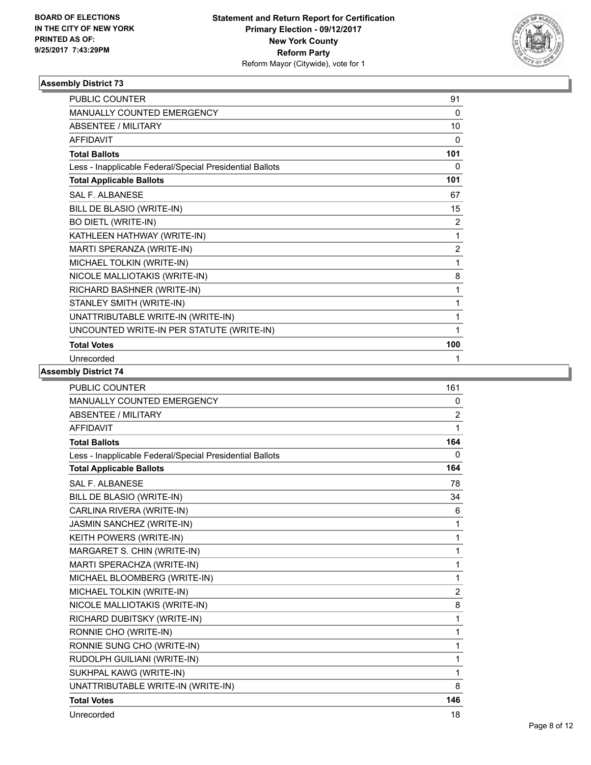**BOARD OF ELECTIONS IN THE CITY OF NEW YORK PRINTED AS OF: 9/25/2017 7:43:29PM**

**Statement and Return Report for Certification**
**Primary Election - 09/12/2017**
**New York County**
**Reform Party**
Reform Mayor (Citywide), vote for 1

### Assembly District 73

| | |
|---|---|
| PUBLIC COUNTER | 91 |
| MANUALLY COUNTED EMERGENCY | 0 |
| ABSENTEE / MILITARY | 10 |
| AFFIDAVIT | 0 |
| **Total Ballots** | **101** |
| Less - Inapplicable Federal/Special Presidential Ballots | 0 |
| **Total Applicable Ballots** | **101** |
| SAL F. ALBANESE | 67 |
| BILL DE BLASIO (WRITE-IN) | 15 |
| BO DIETL (WRITE-IN) | 2 |
| KATHLEEN HATHWAY (WRITE-IN) | 1 |
| MARTI SPERANZA (WRITE-IN) | 2 |
| MICHAEL TOLKIN (WRITE-IN) | 1 |
| NICOLE MALLIOTAKIS (WRITE-IN) | 8 |
| RICHARD BASHNER (WRITE-IN) | 1 |
| STANLEY SMITH (WRITE-IN) | 1 |
| UNATTRIBUTABLE WRITE-IN (WRITE-IN) | 1 |
| UNCOUNTED WRITE-IN PER STATUTE (WRITE-IN) | 1 |
| **Total Votes** | **100** |
| Unrecorded | 1 |

### Assembly District 74

| | |
|---|---|
| PUBLIC COUNTER | 161 |
| MANUALLY COUNTED EMERGENCY | 0 |
| ABSENTEE / MILITARY | 2 |
| AFFIDAVIT | 1 |
| **Total Ballots** | **164** |
| Less - Inapplicable Federal/Special Presidential Ballots | 0 |
| **Total Applicable Ballots** | **164** |
| SAL F. ALBANESE | 78 |
| BILL DE BLASIO (WRITE-IN) | 34 |
| CARLINA RIVERA (WRITE-IN) | 6 |
| JASMIN SANCHEZ (WRITE-IN) | 1 |
| KEITH POWERS (WRITE-IN) | 1 |
| MARGARET S. CHIN (WRITE-IN) | 1 |
| MARTI SPERACHZA (WRITE-IN) | 1 |
| MICHAEL BLOOMBERG (WRITE-IN) | 1 |
| MICHAEL TOLKIN (WRITE-IN) | 2 |
| NICOLE MALLIOTAKIS (WRITE-IN) | 8 |
| RICHARD DUBITSKY (WRITE-IN) | 1 |
| RONNIE CHO (WRITE-IN) | 1 |
| RONNIE SUNG CHO (WRITE-IN) | 1 |
| RUDOLPH GUILIANI (WRITE-IN) | 1 |
| SUKHPAL KAWG (WRITE-IN) | 1 |
| UNATTRIBUTABLE WRITE-IN (WRITE-IN) | 8 |
| **Total Votes** | **146** |
| Unrecorded | 18 |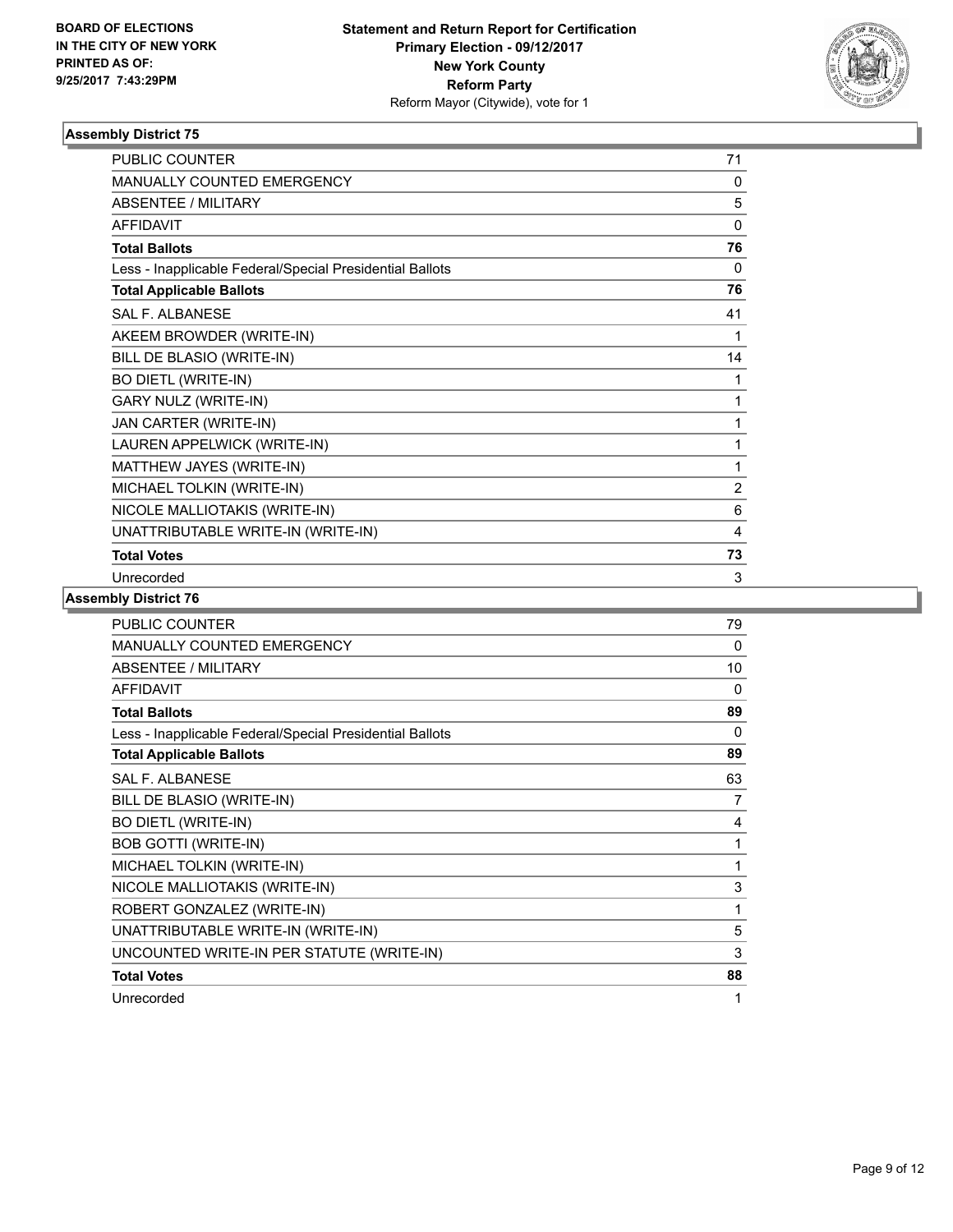**BOARD OF ELECTIONS IN THE CITY OF NEW YORK PRINTED AS OF: 9/25/2017 7:43:29PM**

**Statement and Return Report for Certification Primary Election - 09/12/2017 New York County Reform Party**
Reform Mayor (Citywide), vote for 1

### Assembly District 75

| | |
|---|---|
| PUBLIC COUNTER | 71 |
| MANUALLY COUNTED EMERGENCY | 0 |
| ABSENTEE / MILITARY | 5 |
| AFFIDAVIT | 0 |
| **Total Ballots** | **76** |
| Less - Inapplicable Federal/Special Presidential Ballots | 0 |
| **Total Applicable Ballots** | **76** |
| SAL F. ALBANESE | 41 |
| AKEEM BROWDER (WRITE-IN) | 1 |
| BILL DE BLASIO (WRITE-IN) | 14 |
| BO DIETL (WRITE-IN) | 1 |
| GARY NULZ (WRITE-IN) | 1 |
| JAN CARTER (WRITE-IN) | 1 |
| LAUREN APPELWICK (WRITE-IN) | 1 |
| MATTHEW JAYES (WRITE-IN) | 1 |
| MICHAEL TOLKIN (WRITE-IN) | 2 |
| NICOLE MALLIOTAKIS (WRITE-IN) | 6 |
| UNATTRIBUTABLE WRITE-IN (WRITE-IN) | 4 |
| **Total Votes** | **73** |
| Unrecorded | 3 |

### Assembly District 76

| | |
|---|---|
| PUBLIC COUNTER | 79 |
| MANUALLY COUNTED EMERGENCY | 0 |
| ABSENTEE / MILITARY | 10 |
| AFFIDAVIT | 0 |
| **Total Ballots** | **89** |
| Less - Inapplicable Federal/Special Presidential Ballots | 0 |
| **Total Applicable Ballots** | **89** |
| SAL F. ALBANESE | 63 |
| BILL DE BLASIO (WRITE-IN) | 7 |
| BO DIETL (WRITE-IN) | 4 |
| BOB GOTTI (WRITE-IN) | 1 |
| MICHAEL TOLKIN (WRITE-IN) | 1 |
| NICOLE MALLIOTAKIS (WRITE-IN) | 3 |
| ROBERT GONZALEZ (WRITE-IN) | 1 |
| UNATTRIBUTABLE WRITE-IN (WRITE-IN) | 5 |
| UNCOUNTED WRITE-IN PER STATUTE (WRITE-IN) | 3 |
| **Total Votes** | **88** |
| Unrecorded | 1 |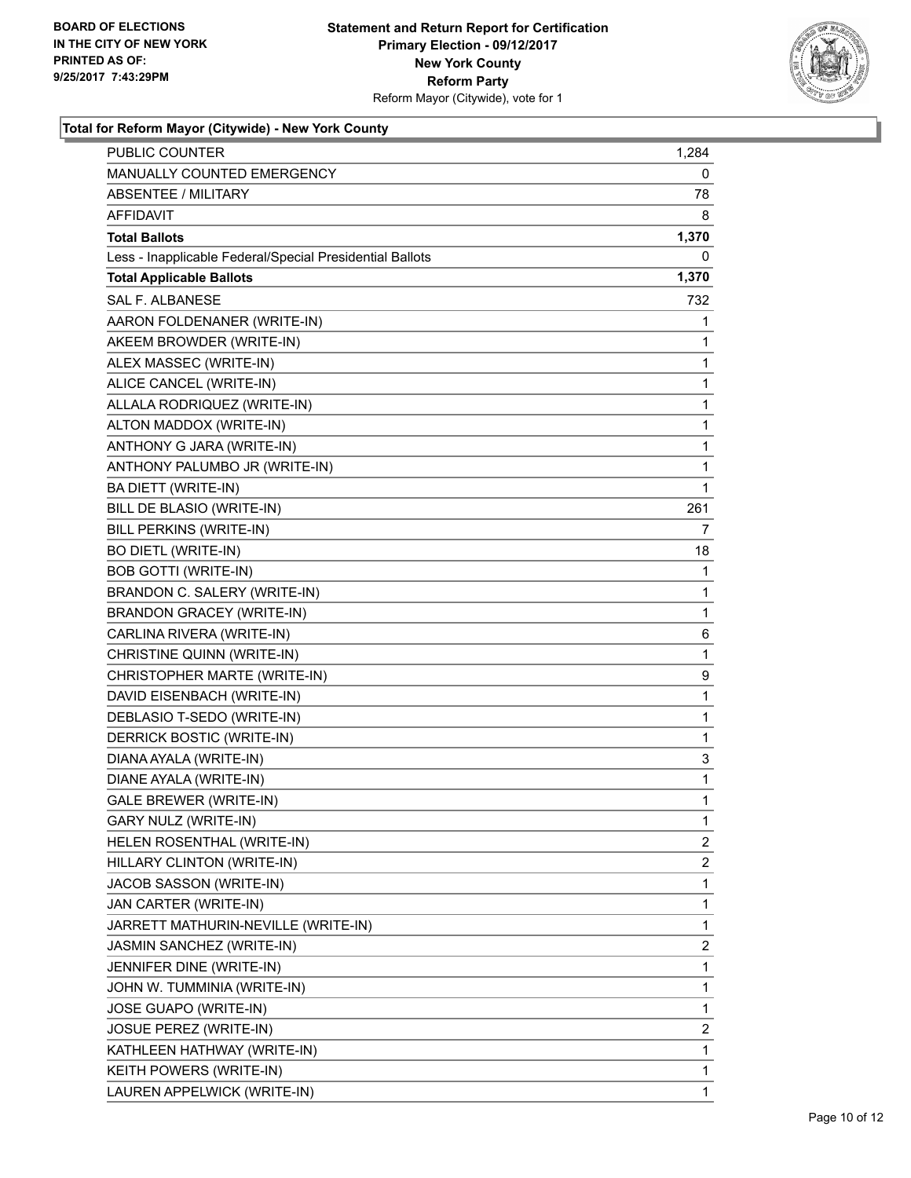BOARD OF ELECTIONS
IN THE CITY OF NEW YORK
PRINTED AS OF:
9/25/2017 7:43:29PM

**Statement and Return Report for Certification**
**Primary Election - 09/12/2017**
**New York County**
**Reform Party**
Reform Mayor (Citywide), vote for 1

### Total for Reform Mayor (Citywide) - New York County

| | |
|---|---|
| PUBLIC COUNTER | 1,284 |
| MANUALLY COUNTED EMERGENCY | 0 |
| ABSENTEE / MILITARY | 78 |
| AFFIDAVIT | 8 |
| **Total Ballots** | **1,370** |
| Less - Inapplicable Federal/Special Presidential Ballots | 0 |
| **Total Applicable Ballots** | **1,370** |
| SAL F. ALBANESE | 732 |
| AARON FOLDENANER (WRITE-IN) | 1 |
| AKEEM BROWDER (WRITE-IN) | 1 |
| ALEX MASSEC (WRITE-IN) | 1 |
| ALICE CANCEL (WRITE-IN) | 1 |
| ALLALA RODRIQUEZ (WRITE-IN) | 1 |
| ALTON MADDOX (WRITE-IN) | 1 |
| ANTHONY G JARA (WRITE-IN) | 1 |
| ANTHONY PALUMBO JR (WRITE-IN) | 1 |
| BA DIETT (WRITE-IN) | 1 |
| BILL DE BLASIO (WRITE-IN) | 261 |
| BILL PERKINS (WRITE-IN) | 7 |
| BO DIETL (WRITE-IN) | 18 |
| BOB GOTTI (WRITE-IN) | 1 |
| BRANDON C. SALERY (WRITE-IN) | 1 |
| BRANDON GRACEY (WRITE-IN) | 1 |
| CARLINA RIVERA (WRITE-IN) | 6 |
| CHRISTINE QUINN (WRITE-IN) | 1 |
| CHRISTOPHER MARTE (WRITE-IN) | 9 |
| DAVID EISENBACH (WRITE-IN) | 1 |
| DEBLASIO T-SEDO (WRITE-IN) | 1 |
| DERRICK BOSTIC (WRITE-IN) | 1 |
| DIANA AYALA (WRITE-IN) | 3 |
| DIANE AYALA (WRITE-IN) | 1 |
| GALE BREWER (WRITE-IN) | 1 |
| GARY NULZ (WRITE-IN) | 1 |
| HELEN ROSENTHAL (WRITE-IN) | 2 |
| HILLARY CLINTON (WRITE-IN) | 2 |
| JACOB SASSON (WRITE-IN) | 1 |
| JAN CARTER (WRITE-IN) | 1 |
| JARRETT MATHURIN-NEVILLE (WRITE-IN) | 1 |
| JASMIN SANCHEZ (WRITE-IN) | 2 |
| JENNIFER DINE (WRITE-IN) | 1 |
| JOHN W. TUMMINIA (WRITE-IN) | 1 |
| JOSE GUAPO (WRITE-IN) | 1 |
| JOSUE PEREZ (WRITE-IN) | 2 |
| KATHLEEN HATHWAY (WRITE-IN) | 1 |
| KEITH POWERS (WRITE-IN) | 1 |
| LAUREN APPELWICK (WRITE-IN) | 1 |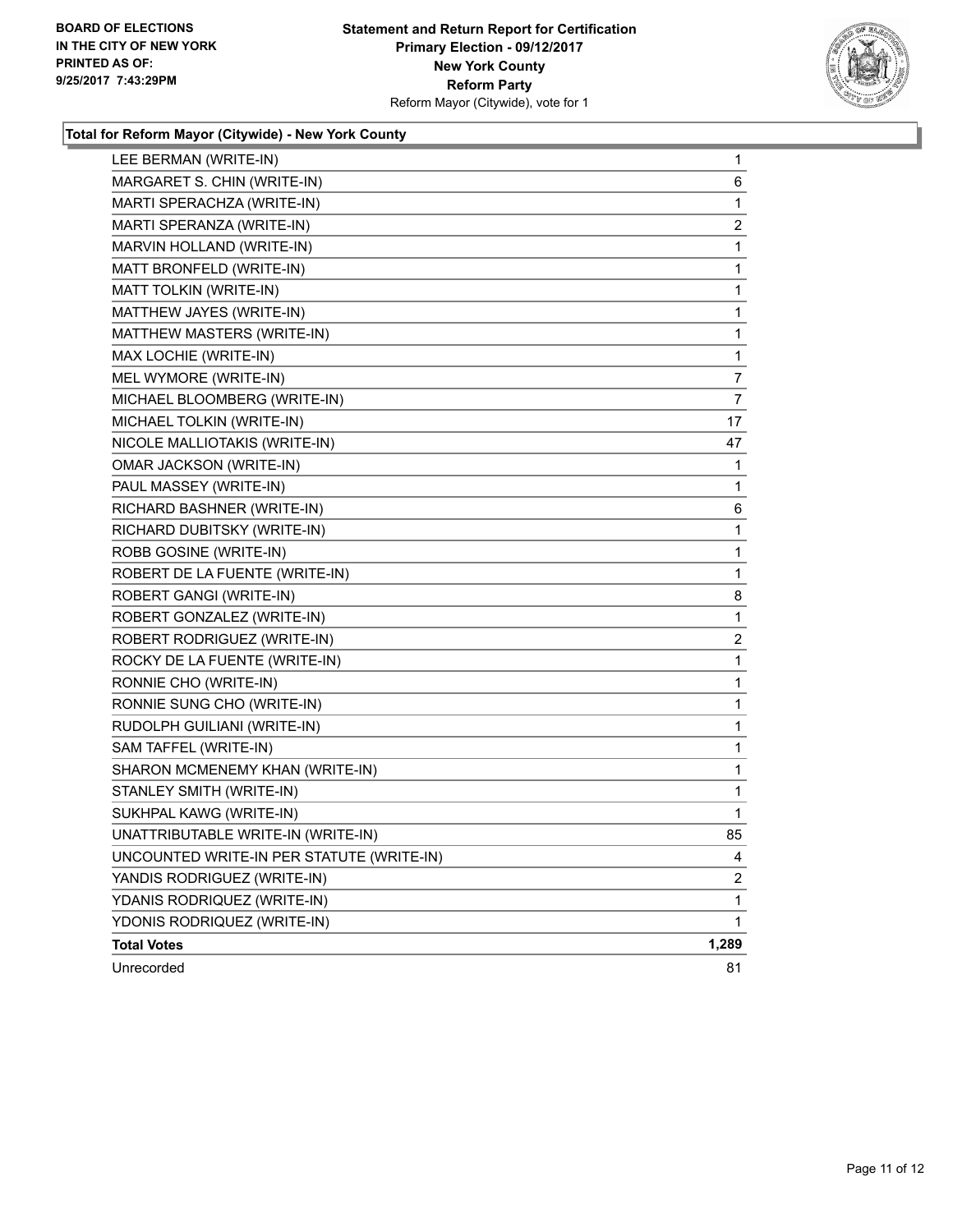**BOARD OF ELECTIONS IN THE CITY OF NEW YORK**
**PRINTED AS OF: 9/25/2017 7:43:29PM**

**Statement and Return Report for Certification**
**Primary Election - 09/12/2017**
**New York County**
**Reform Party**
Reform Mayor (Citywide), vote for 1

### Total for Reform Mayor (Citywide) - New York County

| Candidate | Votes |
|---|---|
| LEE BERMAN (WRITE-IN) | 1 |
| MARGARET S. CHIN (WRITE-IN) | 6 |
| MARTI SPERACHZA (WRITE-IN) | 1 |
| MARTI SPERANZA (WRITE-IN) | 2 |
| MARVIN HOLLAND (WRITE-IN) | 1 |
| MATT BRONFELD (WRITE-IN) | 1 |
| MATT TOLKIN (WRITE-IN) | 1 |
| MATTHEW JAYES (WRITE-IN) | 1 |
| MATTHEW MASTERS (WRITE-IN) | 1 |
| MAX LOCHIE (WRITE-IN) | 1 |
| MEL WYMORE (WRITE-IN) | 7 |
| MICHAEL BLOOMBERG (WRITE-IN) | 7 |
| MICHAEL TOLKIN (WRITE-IN) | 17 |
| NICOLE MALLIOTAKIS (WRITE-IN) | 47 |
| OMAR JACKSON (WRITE-IN) | 1 |
| PAUL MASSEY (WRITE-IN) | 1 |
| RICHARD BASHNER (WRITE-IN) | 6 |
| RICHARD DUBITSKY (WRITE-IN) | 1 |
| ROBB GOSINE (WRITE-IN) | 1 |
| ROBERT DE LA FUENTE (WRITE-IN) | 1 |
| ROBERT GANGI (WRITE-IN) | 8 |
| ROBERT GONZALEZ (WRITE-IN) | 1 |
| ROBERT RODRIGUEZ (WRITE-IN) | 2 |
| ROCKY DE LA FUENTE (WRITE-IN) | 1 |
| RONNIE CHO (WRITE-IN) | 1 |
| RONNIE SUNG CHO (WRITE-IN) | 1 |
| RUDOLPH GUILIANI (WRITE-IN) | 1 |
| SAM TAFFEL (WRITE-IN) | 1 |
| SHARON MCMENEMY KHAN (WRITE-IN) | 1 |
| STANLEY SMITH (WRITE-IN) | 1 |
| SUKHPAL KAWG (WRITE-IN) | 1 |
| UNATTRIBUTABLE WRITE-IN (WRITE-IN) | 85 |
| UNCOUNTED WRITE-IN PER STATUTE (WRITE-IN) | 4 |
| YANDIS RODRIGUEZ (WRITE-IN) | 2 |
| YDANIS RODRIQUEZ (WRITE-IN) | 1 |
| YDONIS RODRIQUEZ (WRITE-IN) | 1 |
| **Total Votes** | **1,289** |
| Unrecorded | 81 |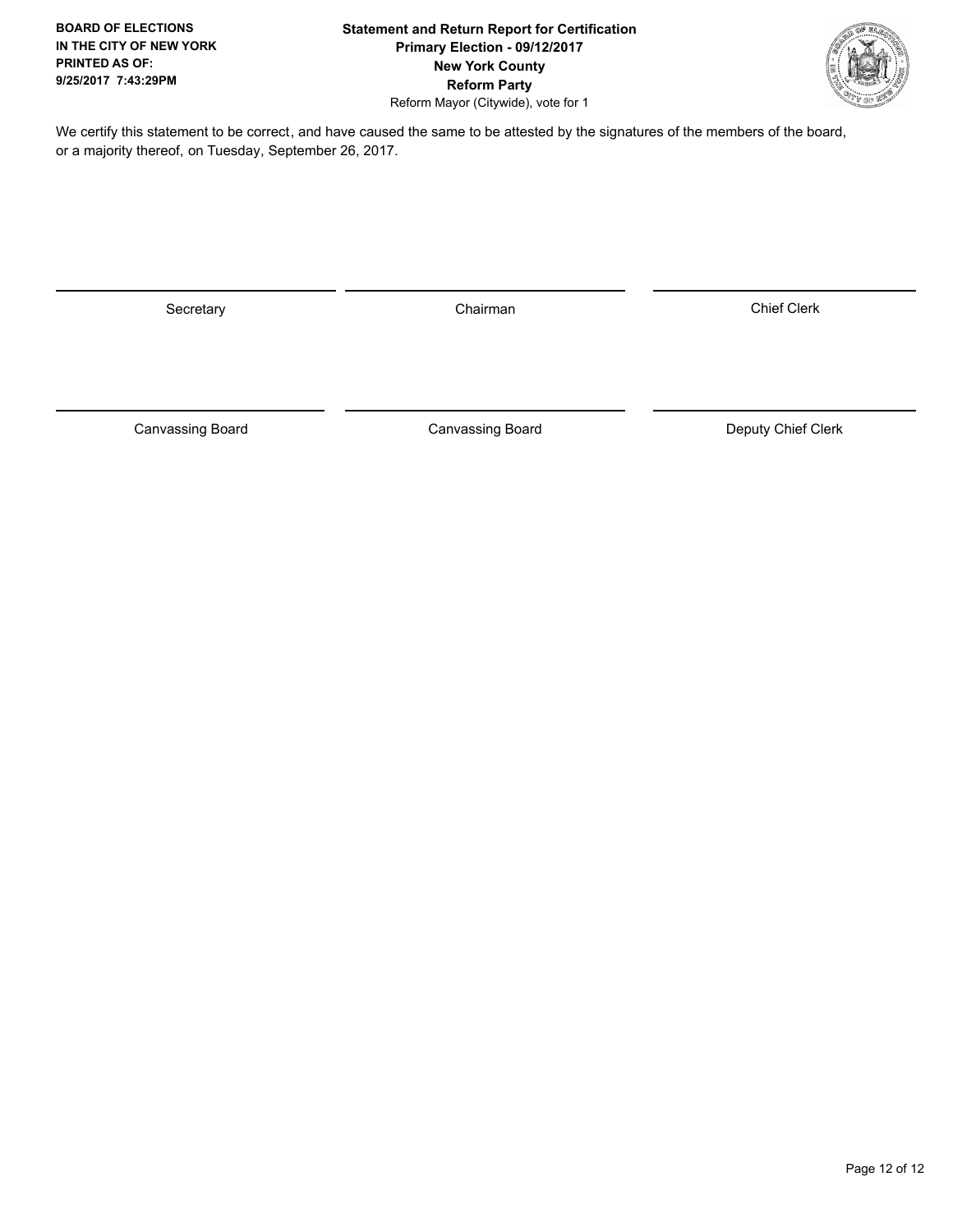**BOARD OF ELECTIONS IN THE CITY OF NEW YORK PRINTED AS OF: 9/25/2017 7:43:29PM**

**Statement and Return Report for Certification**
**Primary Election - 09/12/2017**
**New York County**
**Reform Party**
Reform Mayor (Citywide), vote for 1

We certify this statement to be correct, and have caused the same to be attested by the signatures of the members of the board, or a majority thereof, on Tuesday, September 26, 2017.

| | | |
|---|---|---|
| Secretary | Chairman | Chief Clerk |
| Canvassing Board | Canvassing Board | Deputy Chief Clerk |